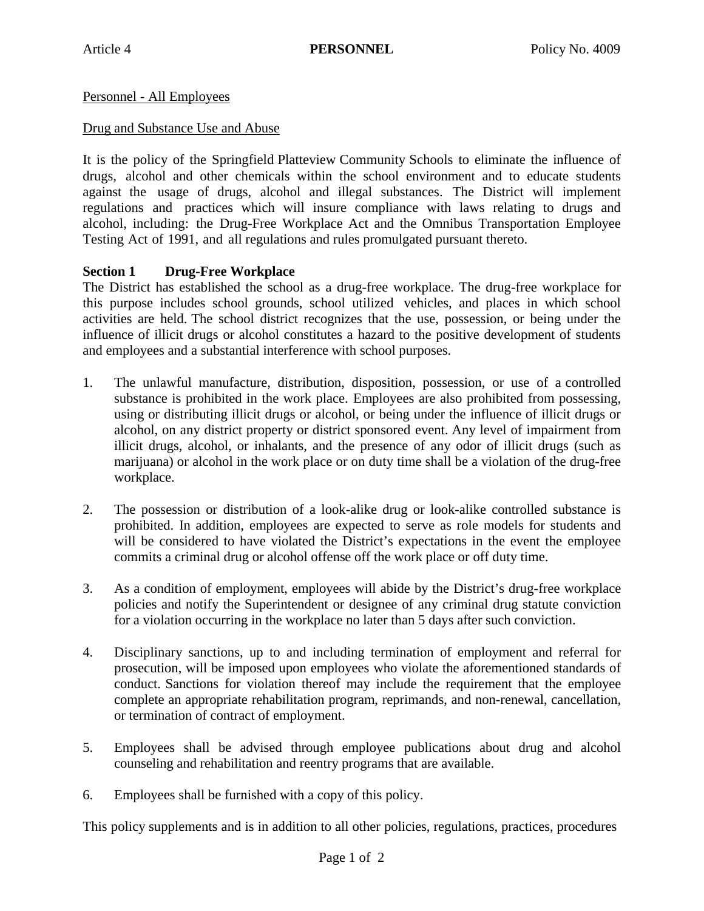Personnel - All Employees

Drug and Substance Use and Abuse

It is the policy of the Springfield Platteview Community Schools to eliminate the influence of drugs, alcohol and other chemicals within the school environment and to educate students against the usage of drugs, alcohol and illegal substances. The District will implement regulations and practices which will insure compliance with laws relating to drugs and alcohol, including: the Drug-Free Workplace Act and the Omnibus Transportation Employee Testing Act of 1991, and all regulations and rules promulgated pursuant thereto.

**Section 1 Drug-Free Workplace**

The District has established the school as a drug-free workplace. The drug-free workplace for this purpose includes school grounds, school utilized vehicles, and places in which school activities are held. The school district recognizes that the use, possession, or being under the influence of illicit drugs or alcohol constitutes a hazard to the positive development of students and employees and a substantial interference with school purposes.

1. The unlawful manufacture, distribution, disposition, possession, or use of a controlled substance is prohibited in the work place. Employees are also prohibited from possessing, using or distributing illicit drugs or alcohol, or being under the influence of illicit drugs or alcohol, on any district property or district sponsored event. Any level of impairment from illicit drugs, alcohol, or inhalants, and the presence of any odor of illicit drugs (such as marijuana) or alcohol in the work place or on duty time shall be a violation of the drug-free workplace.

2. The possession or distribution of a look-alike drug or look-alike controlled substance is prohibited. In addition, employees are expected to serve as role models for students and will be considered to have violated the District's expectations in the event the employee commits a criminal drug or alcohol offense off the work place or off duty time.

3. As a condition of employment, employees will abide by the District's drug-free workplace policies and notify the Superintendent or designee of any criminal drug statute conviction for a violation occurring in the workplace no later than 5 days after such conviction.

4. Disciplinary sanctions, up to and including termination of employment and referral for prosecution, will be imposed upon employees who violate the aforementioned standards of conduct. Sanctions for violation thereof may include the requirement that the employee complete an appropriate rehabilitation program, reprimands, and non-renewal, cancellation, or termination of contract of employment.

5. Employees shall be advised through employee publications about drug and alcohol counseling and rehabilitation and reentry programs that are available.

6. Employees shall be furnished with a copy of this policy.

This policy supplements and is in addition to all other policies, regulations, practices, procedures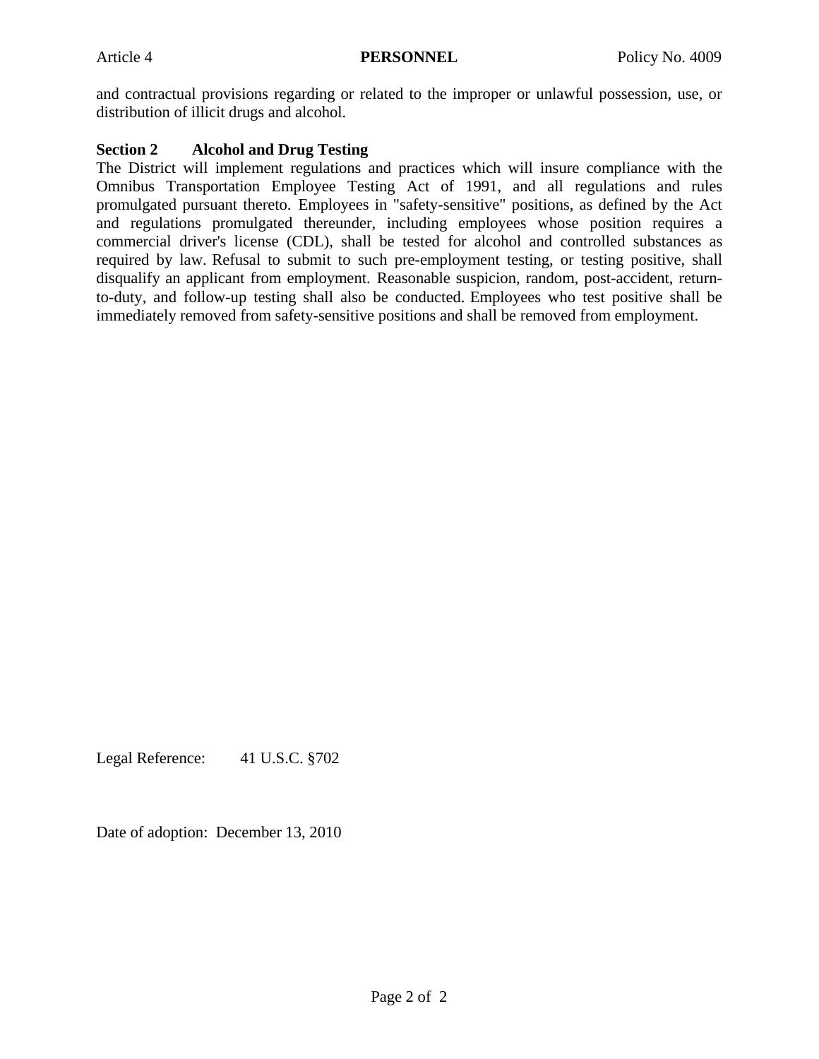and contractual provisions regarding or related to the improper or unlawful possession, use, or distribution of illicit drugs and alcohol.

**Section 2 Alcohol and Drug Testing**

The District will implement regulations and practices which will insure compliance with the Omnibus Transportation Employee Testing Act of 1991, and all regulations and rules promulgated pursuant thereto. Employees in "safety-sensitive" positions, as defined by the Act and regulations promulgated thereunder, including employees whose position requires a commercial driver's license (CDL), shall be tested for alcohol and controlled substances as required by law. Refusal to submit to such pre-employment testing, or testing positive, shall disqualify an applicant from employment. Reasonable suspicion, random, post-accident, return-to-duty, and follow-up testing shall also be conducted. Employees who test positive shall be immediately removed from safety-sensitive positions and shall be removed from employment.

Legal Reference: 41 U.S.C. §702

Date of adoption: December 13, 2010